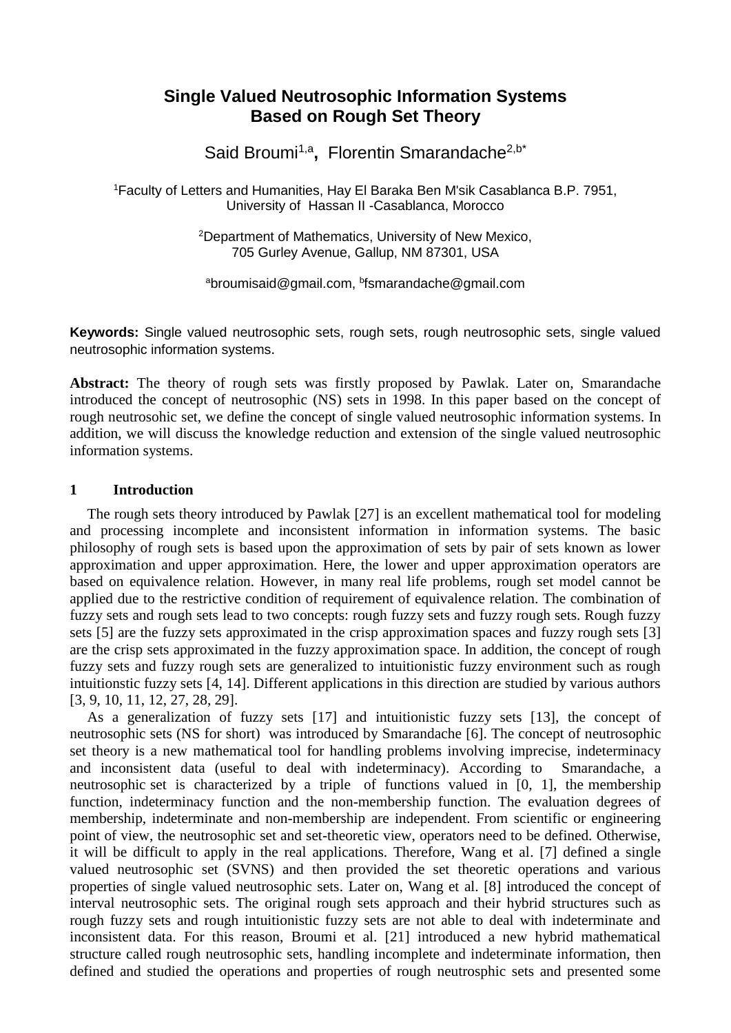# Single Valued Neutrosophic Information Systems Based on Rough Set Theory

Said Broumi[1,a], Florentin Smarandache[2,b*]

[1]Faculty of Letters and Humanities, Hay El Baraka Ben M'sik Casablanca B.P. 7951, University of Hassan II -Casablanca, Morocco

[2]Department of Mathematics, University of New Mexico, 705 Gurley Avenue, Gallup, NM 87301, USA

[a]broumisaid@gmail.com, [b]fsmarandache@gmail.com

**Keywords:** Single valued neutrosophic sets, rough sets, rough neutrosophic sets, single valued neutrosophic information systems.

**Abstract:** The theory of rough sets was firstly proposed by Pawlak. Later on, Smarandache introduced the concept of neutrosophic (NS) sets in 1998. In this paper based on the concept of rough neutrosohic set, we define the concept of single valued neutrosophic information systems. In addition, we will discuss the knowledge reduction and extension of the single valued neutrosophic information systems.

## 1 Introduction

The rough sets theory introduced by Pawlak [27] is an excellent mathematical tool for modeling and processing incomplete and inconsistent information in information systems. The basic philosophy of rough sets is based upon the approximation of sets by pair of sets known as lower approximation and upper approximation. Here, the lower and upper approximation operators are based on equivalence relation. However, in many real life problems, rough set model cannot be applied due to the restrictive condition of requirement of equivalence relation. The combination of fuzzy sets and rough sets lead to two concepts: rough fuzzy sets and fuzzy rough sets. Rough fuzzy sets [5] are the fuzzy sets approximated in the crisp approximation spaces and fuzzy rough sets [3] are the crisp sets approximated in the fuzzy approximation space. In addition, the concept of rough fuzzy sets and fuzzy rough sets are generalized to intuitionistic fuzzy environment such as rough intuitionstic fuzzy sets [4, 14]. Different applications in this direction are studied by various authors [3, 9, 10, 11, 12, 27, 28, 29].

As a generalization of fuzzy sets [17] and intuitionistic fuzzy sets [13], the concept of neutrosophic sets (NS for short) was introduced by Smarandache [6]. The concept of neutrosophic set theory is a new mathematical tool for handling problems involving imprecise, indeterminacy and inconsistent data (useful to deal with indeterminacy). According to Smarandache, a neutrosophic set is characterized by a triple of functions valued in [0, 1], the membership function, indeterminacy function and the non-membership function. The evaluation degrees of membership, indeterminate and non-membership are independent. From scientific or engineering point of view, the neutrosophic set and set-theoretic view, operators need to be defined. Otherwise, it will be difficult to apply in the real applications. Therefore, Wang et al. [7] defined a single valued neutrosophic set (SVNS) and then provided the set theoretic operations and various properties of single valued neutrosophic sets. Later on, Wang et al. [8] introduced the concept of interval neutrosophic sets. The original rough sets approach and their hybrid structures such as rough fuzzy sets and rough intuitionistic fuzzy sets are not able to deal with indeterminate and inconsistent data. For this reason, Broumi et al. [21] introduced a new hybrid mathematical structure called rough neutrosophic sets, handling incomplete and indeterminate information, then defined and studied the operations and properties of rough neutrosphic sets and presented some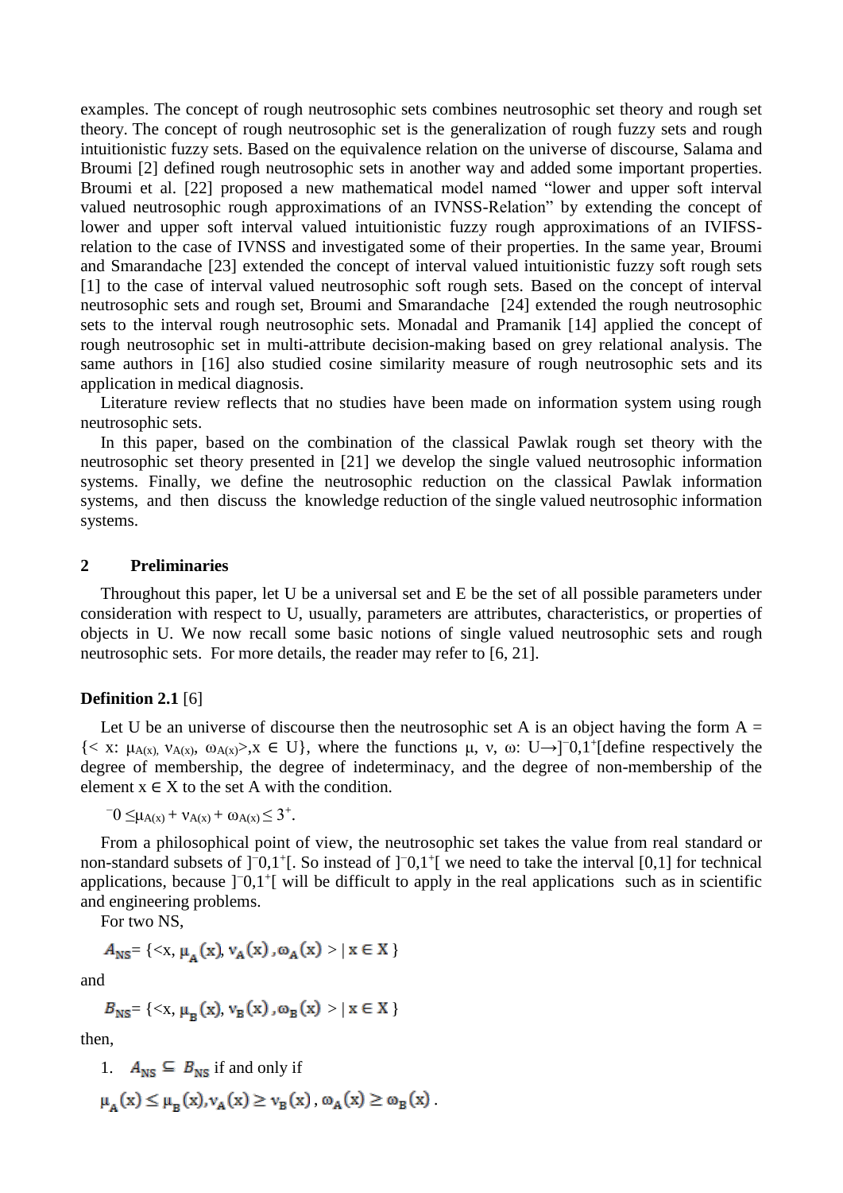examples. The concept of rough neutrosophic sets combines neutrosophic set theory and rough set theory. The concept of rough neutrosophic set is the generalization of rough fuzzy sets and rough intuitionistic fuzzy sets. Based on the equivalence relation on the universe of discourse, Salama and Broumi [2] defined rough neutrosophic sets in another way and added some important properties. Broumi et al. [22] proposed a new mathematical model named "lower and upper soft interval valued neutrosophic rough approximations of an IVNSS-Relation" by extending the concept of lower and upper soft interval valued intuitionistic fuzzy rough approximations of an IVIFSS-relation to the case of IVNSS and investigated some of their properties. In the same year, Broumi and Smarandache [23] extended the concept of interval valued intuitionistic fuzzy soft rough sets [1] to the case of interval valued neutrosophic soft rough sets. Based on the concept of interval neutrosophic sets and rough set, Broumi and Smarandache [24] extended the rough neutrosophic sets to the interval rough neutrosophic sets. Monadal and Pramanik [14] applied the concept of rough neutrosophic set in multi-attribute decision-making based on grey relational analysis. The same authors in [16] also studied cosine similarity measure of rough neutrosophic sets and its application in medical diagnosis.

Literature review reflects that no studies have been made on information system using rough neutrosophic sets.

In this paper, based on the combination of the classical Pawlak rough set theory with the neutrosophic set theory presented in [21] we develop the single valued neutrosophic information systems. Finally, we define the neutrosophic reduction on the classical Pawlak information systems, and then discuss the knowledge reduction of the single valued neutrosophic information systems.

## 2 Preliminaries

Throughout this paper, let U be a universal set and E be the set of all possible parameters under consideration with respect to U, usually, parameters are attributes, characteristics, or properties of objects in U. We now recall some basic notions of single valued neutrosophic sets and rough neutrosophic sets. For more details, the reader may refer to [6, 21].

**Definition 2.1** [6]

Let U be an universe of discourse then the neutrosophic set A is an object having the form $A = \{< x: \mu_{A(x)}, \nu_{A(x)}, \omega_{A(x)}>, x \in U\}$, where the functions $\mu$, $\nu$, $\omega$: $U \rightarrow ]^{-}0,1^{+}[$ define respectively the degree of membership, the degree of indeterminacy, and the degree of non-membership of the element $x \in X$ to the set A with the condition.

$^{-}0 \leq \mu_{A(x)} + \nu_{A(x)} + \omega_{A(x)} \leq 3^{+}$.

From a philosophical point of view, the neutrosophic set takes the value from real standard or non-standard subsets of $]^{-}0,1^{+}[$. So instead of $]^{-}0,1^{+}[$ we need to take the interval [0,1] for technical applications, because $]^{-}0,1^{+}[$ will be difficult to apply in the real applications such as in scientific and engineering problems.

For two NS,

$A_{NS} = \{<x, \mu_A(x), \nu_A(x), \omega_A(x)> | x \in X\}$

and

$B_{NS} = \{<x, \mu_B(x), \nu_B(x), \omega_B(x)> | x \in X\}$

then,

1. $A_{NS} \subseteq B_{NS}$ if and only if

$\mu_A(x) \leq \mu_B(x), \nu_A(x) \geq \nu_B(x), \omega_A(x) \geq \omega_B(x)$.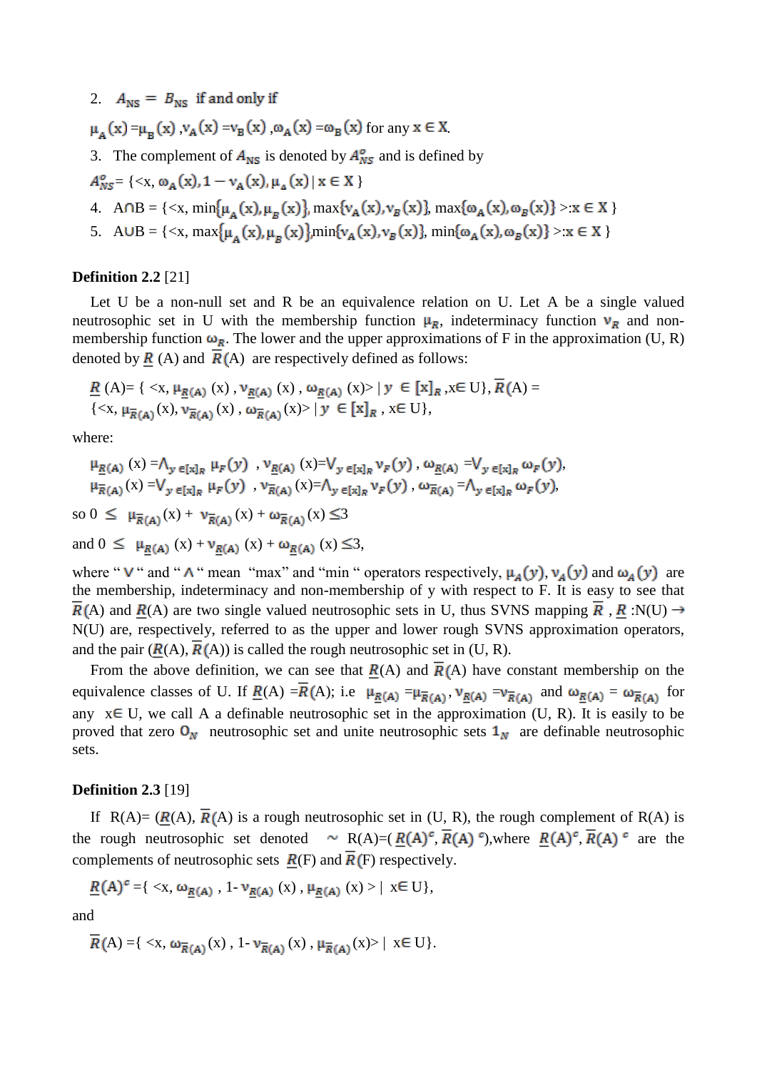2. $A_{NS} = B_{NS}$ if and only if

$\mu_A(x) = \mu_B(x)$, $\nu_A(x) = \nu_B(x)$, $\omega_A(x) = \omega_B(x)$ for any $x \in X$.

3. The complement of $A_{NS}$ is denoted by $A_{NS}^o$ and is defined by

$A_{NS}^o = \{<x, \omega_A(x), 1 - \nu_A(x), \mu_A(x) \mid x \in X\}$

4. $A \cap B = \{<x, \min\{\mu_A(x), \mu_B(x)\}, \max\{\nu_A(x), \nu_B(x)\}, \max\{\omega_A(x), \omega_B(x)\} >: x \in X\}$
5. $A \cup B = \{<x, \max\{\mu_A(x), \mu_B(x)\}, \min\{\nu_A(x), \nu_B(x)\}, \min\{\omega_A(x), \omega_B(x)\} >: x \in X\}$

**Definition 2.2** [21]

Let U be a non-null set and R be an equivalence relation on U. Let A be a single valued neutrosophic set in U with the membership function $\mu_R$, indeterminacy function $\nu_R$ and non-membership function $\omega_R$. The lower and the upper approximations of F in the approximation (U, R) denoted by $\underline{R}$ (A) and $\overline{R}$(A) are respectively defined as follows:

$\underline{R}(A) = \{ <x, \mu_{\underline{R}(A)}(x), \nu_{\underline{R}(A)}(x), \omega_{\underline{R}(A)}(x)> \mid y \in [x]_R, x \in U\}$, $\overline{R}(A) = \{<x, \mu_{\overline{R}(A)}(x), \nu_{\overline{R}(A)}(x), \omega_{\overline{R}(A)}(x)> \mid y \in [x]_R, x \in U\}$,

where:

$\mu_{\underline{R}(A)}(x) = \bigwedge_{y \in [x]_R} \mu_F(y)$, $\nu_{\underline{R}(A)}(x) = \bigvee_{y \in [x]_R} \nu_F(y)$, $\omega_{\underline{R}(A)} = \bigvee_{y \in [x]_R} \omega_F(y)$,
$\mu_{\overline{R}(A)}(x) = \bigvee_{y \in [x]_R} \mu_F(y)$, $\nu_{\overline{R}(A)}(x) = \bigwedge_{y \in [x]_R} \nu_F(y)$, $\omega_{\overline{R}(A)} = \bigwedge_{y \in [x]_R} \omega_F(y)$,

so $0 \leq \mu_{\overline{R}(A)}(x) + \nu_{\overline{R}(A)}(x) + \omega_{\overline{R}(A)}(x) \leq 3$

and $0 \leq \mu_{\underline{R}(A)}(x) + \nu_{\underline{R}(A)}(x) + \omega_{\underline{R}(A)}(x) \leq 3$,

where " $\vee$ " and " $\wedge$ " mean "max" and "min " operators respectively, $\mu_A(y)$, $\nu_A(y)$ and $\omega_A(y)$ are the membership, indeterminacy and non-membership of y with respect to F. It is easy to see that $\overline{R}$(A) and $\underline{R}$(A) are two single valued neutrosophic sets in U, thus SVNS mapping $\overline{R}$, $\underline{R}$ :N(U) $\rightarrow$ N(U) are, respectively, referred to as the upper and lower rough SVNS approximation operators, and the pair ($\underline{R}$(A), $\overline{R}$(A)) is called the rough neutrosophic set in (U, R).

From the above definition, we can see that $\underline{R}$(A) and $\overline{R}$(A) have constant membership on the equivalence classes of U. If $\underline{R}$(A) $= \overline{R}$(A); i.e $\mu_{\underline{R}(A)} = \mu_{\overline{R}(A)}$, $\nu_{\underline{R}(A)} = \nu_{\overline{R}(A)}$ and $\omega_{\underline{R}(A)} = \omega_{\overline{R}(A)}$ for any $x \in U$, we call A a definable neutrosophic set in the approximation (U, R). It is easily to be proved that zero $0_N$ neutrosophic set and unite neutrosophic sets $1_N$ are definable neutrosophic sets.

**Definition 2.3** [19]

If R(A)= ($\underline{R}$(A), $\overline{R}$(A) is a rough neutrosophic set in (U, R), the rough complement of R(A) is the rough neutrosophic set denoted $\sim$ R(A)=( $\underline{R}(A)^c$, $\overline{R}(A)^c$),where $\underline{R}(A)^c$, $\overline{R}(A)^c$ are the complements of neutrosophic sets $\underline{R}$(F) and $\overline{R}$(F) respectively.

$\underline{R}(A)^c = \{ <x, \omega_{\underline{R}(A)}, 1- \nu_{\underline{R}(A)}(x), \mu_{\underline{R}(A)}(x) > \mid x \in U\}$,

and

$\overline{R}(A) = \{ <x, \omega_{\overline{R}(A)}(x), 1- \nu_{\overline{R}(A)}(x), \mu_{\overline{R}(A)}(x)> \mid x \in U\}$.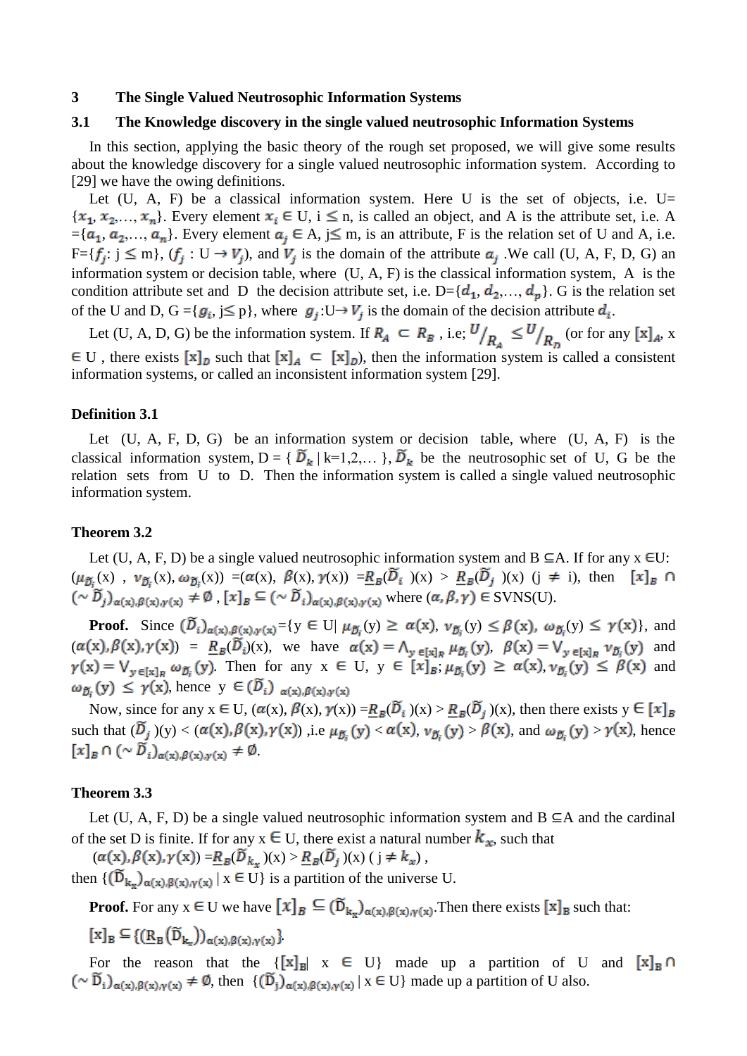## 3 The Single Valued Neutrosophic Information Systems

### 3.1 The Knowledge discovery in the single valued neutrosophic Information Systems

In this section, applying the basic theory of the rough set proposed, we will give some results about the knowledge discovery for a single valued neutrosophic information system. According to [29] we have the owing definitions.

Let (U, A, F) be a classical information system. Here U is the set of objects, i.e. U= $\{x_1, x_2, \ldots, x_n\}$. Every element $x_i \in$ U, i $\leq$ n, is called an object, and A is the attribute set, i.e. A $=\{a_1, a_2, \ldots, a_n\}$. Every element $a_j \in$ A, j$\leq$ m, is an attribute, F is the relation set of U and A, i.e. F=$\{f_j$: j $\leq$ m$\}$, ($f_j$ : U $\rightarrow V_j$), and $V_j$ is the domain of the attribute $a_j$ .We call (U, A, F, D, G) an information system or decision table, where (U, A, F) is the classical information system, A is the condition attribute set and D the decision attribute set, i.e. D=$\{d_1, d_2, \ldots, d_p\}$. G is the relation set of the U and D, G =$\{g_i$, j$\leq$ p$\}$, where $g_j$:U$\rightarrow V_j$ is the domain of the decision attribute $d_i$.

Let (U, A, D, G) be the information system. If $R_A \subset R_B$ , i.e; $U/_{R_A} \leq U/_{R_D}$ (or for any $[x]_A$, x $\in$ U , there exists $[x]_D$ such that $[x]_A \subset [x]_D$), then the information system is called a consistent information systems, or called an inconsistent information system [29].

**Definition 3.1**

Let (U, A, F, D, G) be an information system or decision table, where (U, A, F) is the classical information system, D = $\{ \tilde{D}_k$ | k=1,2,… $\}$, $\tilde{D}_k$ be the neutrosophic set of U, G be the relation sets from U to D. Then the information system is called a single valued neutrosophic information system.

**Theorem 3.2**

Let (U, A, F, D) be a single valued neutrosophic information system and B $\subseteq$A. If for any x $\in$U: $(\mu_{\tilde{D}_i}(x)$ , $\nu_{\tilde{D}_i}(x), \omega_{\tilde{D}_i}(x))$ =$(\alpha(x), \beta(x), \gamma(x))$ =$\underline{R}_B(\tilde{D}_i)(x) > \underline{R}_B(\tilde{D}_j)(x)$ (j $\neq$ i), then $[x]_B \cap (\sim \tilde{D}_j)_{\alpha(x),\beta(x),\gamma(x)} \neq \emptyset$ , $[x]_B \subseteq (\sim \tilde{D}_i)_{\alpha(x),\beta(x),\gamma(x)}$ where $(\alpha, \beta, \gamma) \in$ SVNS(U).

**Proof.** Since $(\tilde{D}_i)_{\alpha(x),\beta(x),\gamma(x)}$=$\{$y $\in$ U| $\mu_{\tilde{D}_i}(y) \geq \alpha(x)$, $\nu_{\tilde{D}_i}(y) \leq \beta(x)$, $\omega_{\tilde{D}_i}(y) \leq \gamma(x)\}$, and $(\alpha(x),\beta(x),\gamma(x))$ = $\underline{R}_B(\tilde{D}_i)(x)$, we have $\alpha(x) = \bigwedge_{y\in[x]_R} \mu_{\tilde{D}_i}(y)$, $\beta(x) = \bigvee_{y\in[x]_R} \nu_{\tilde{D}_i}(y)$ and $\gamma(x) = \bigvee_{y\in[x]_R} \omega_{\tilde{D}_i}(y)$. Then for any x $\in$ U, y $\in [x]_B$; $\mu_{\tilde{D}_i}(y) \geq \alpha(x), \nu_{\tilde{D}_i}(y) \leq \beta(x)$ and $\omega_{\tilde{D}_i}(y) \leq \gamma(x)$, hence y $\in (\tilde{D}_i)_{\alpha(x),\beta(x),\gamma(x)}$

Now, since for any x $\in$ U, $(\alpha(x), \beta(x), \gamma(x))$ =$\underline{R}_B(\tilde{D}_i)(x) > \underline{R}_B(\tilde{D}_j)(x)$, then there exists y $\in [x]_B$ such that $(\tilde{D}_j)(y) < (\alpha(x),\beta(x),\gamma(x))$ ,i.e $\mu_{\tilde{D}_i}(y) < \alpha(x)$, $\nu_{\tilde{D}_i}(y) > \beta(x)$, and $\omega_{\tilde{D}_i}(y) > \gamma(x)$, hence $[x]_B \cap (\sim \tilde{D}_i)_{\alpha(x),\beta(x),\gamma(x)} \neq \emptyset$.

**Theorem 3.3**

Let (U, A, F, D) be a single valued neutrosophic information system and B $\subseteq$A and the cardinal of the set D is finite. If for any x $\in$ U, there exist a natural number $k_x$, such that

$(\alpha(x),\beta(x),\gamma(x))$ =$\underline{R}_B(\tilde{D}_{k_x})(x) > \underline{R}_B(\tilde{D}_j)(x)$ ( j $\neq k_x$) ,

then $\{(\tilde{D}_{k_x})_{\alpha(x),\beta(x),\gamma(x)}$ | x $\in$ U$\}$ is a partition of the universe U.

**Proof.** For any x $\in$ U we have $[x]_B \subseteq (\tilde{D}_{k_x})_{\alpha(x),\beta(x),\gamma(x)}$.Then there exists $[x]_B$ such that:

$[x]_B \subseteq \{(\underline{R}_B(\tilde{D}_{k_x}))_{\alpha(x),\beta(x),\gamma(x)}\}$.

For the reason that the $\{[x]_B|$ x $\in$ U$\}$ made up a partition of U and $[x]_B \cap (\sim \tilde{D}_i)_{\alpha(x),\beta(x),\gamma(x)} \neq \emptyset$, then $\{(\tilde{D}_j)_{\alpha(x),\beta(x),\gamma(x)}$ | x $\in$ U$\}$ made up a partition of U also.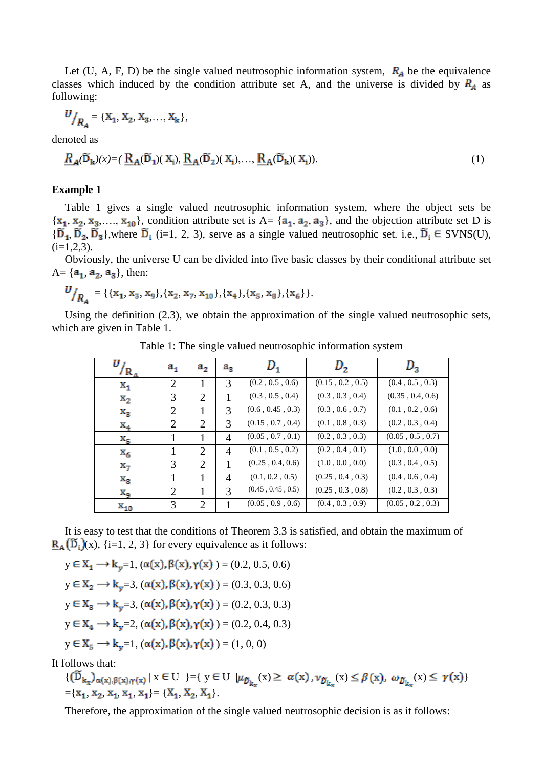Let (U, A, F, D) be the single valued neutrosophic information system, $R_A$ be the equivalence classes which induced by the condition attribute set A, and the universe is divided by $R_A$ as following:

$$U/_{R_A} = \{X_1, X_2, X_3, \ldots, X_k\},$$

denoted as

$$\underline{R}_A(\tilde{D}_k)(x) = (\underline{R}_A(\tilde{D}_1)(X_i), \underline{R}_A(\tilde{D}_2)(X_i), \ldots, \underline{R}_A(\tilde{D}_k)(X_i)). \quad (1)$$

**Example 1**

Table 1 gives a single valued neutrosophic information system, where the object sets be $\{x_1, x_2, x_3, \ldots, x_{10}\}$, condition attribute set is A= $\{a_1, a_2, a_3\}$, and the objection attribute set D is $\{\tilde{D}_1, \tilde{D}_2, \tilde{D}_3\}$,where $\tilde{D}_i$ (i=1, 2, 3), serve as a single valued neutrosophic set. i.e., $\tilde{D}_i \in$ SVNS(U), (i=1,2,3).

Obviously, the universe U can be divided into five basic classes by their conditional attribute set A= $\{a_1, a_2, a_3\}$, then:

$$U/_{R_A} = \{\{x_1, x_3, x_9\},\{x_2, x_7, x_{10}\},\{x_4\},\{x_5, x_8\},\{x_6\}\}.$$

Using the definition (2.3), we obtain the approximation of the single valued neutrosophic sets, which are given in Table 1.

Table 1: The single valued neutrosophic information system

| $U/_{R_A}$ | $a_1$ | $a_2$ | $a_3$ | $D_1$ | $D_2$ | $D_3$ |
|---|---|---|---|---|---|---|
| $x_1$ | 2 | 1 | 3 | (0.2 , 0.5 , 0.6) | (0.15 , 0.2 , 0.5) | (0.4 , 0.5 , 0.3) |
| $x_2$ | 3 | 2 | 1 | (0.3 , 0.5 , 0.4) | (0.3 , 0.3 , 0.4) | (0.35 , 0.4, 0.6) |
| $x_3$ | 2 | 1 | 3 | (0.6 , 0.45 , 0.3) | (0.3 , 0.6 , 0.7) | (0.1 , 0.2 , 0.6) |
| $x_4$ | 2 | 2 | 3 | (0.15 , 0.7 , 0.4) | (0.1 , 0.8 , 0.3) | (0.2 , 0.3 , 0.4) |
| $x_5$ | 1 | 1 | 4 | (0.05 , 0.7 , 0.1) | (0.2 , 0.3 , 0.3) | (0.05 , 0.5 , 0.7) |
| $x_6$ | 1 | 2 | 4 | (0.1 , 0.5 , 0.2) | (0.2 , 0.4 , 0.1) | (1.0 , 0.0 , 0.0) |
| $x_7$ | 3 | 2 | 1 | (0.25 , 0.4, 0.6) | (1.0 , 0.0 , 0.0) | (0.3 , 0.4 , 0.5) |
| $x_8$ | 1 | 1 | 4 | (0.1, 0.2 , 0.5) | (0.25 , 0.4 , 0.3) | (0.4 , 0.6 , 0.4) |
| $x_9$ | 2 | 1 | 3 | (0.45 , 0.45 , 0.5) | (0.25 , 0.3 , 0.8) | (0.2 , 0.3 , 0.3) |
| $x_{10}$ | 3 | 2 | 1 | (0.05 , 0.9 , 0.6) | (0.4 , 0.3 , 0.9) | (0.05 , 0.2 , 0.3) |

It is easy to test that the conditions of Theorem 3.3 is satisfied, and obtain the maximum of $\underline{R}_A(\tilde{D}_i)(x)$, {i=1, 2, 3} for every equivalence as it follows:

$y \in X_1 \longrightarrow k_y=1, (\alpha(x), \beta(x), \gamma(x)) = (0.2, 0.5, 0.6)$

$y \in X_2 \longrightarrow k_y=3, (\alpha(x), \beta(x), \gamma(x)) = (0.3, 0.3, 0.6)$

$y \in X_3 \longrightarrow k_y=3, (\alpha(x), \beta(x), \gamma(x)) = (0.2, 0.3, 0.3)$

$y \in X_4 \longrightarrow k_y=2, (\alpha(x), \beta(x), \gamma(x)) = (0.2, 0.4, 0.3)$

$y \in X_5 \longrightarrow k_y=1, (\alpha(x), \beta(x), \gamma(x)) = (1, 0, 0)$

It follows that:

$$\{(\tilde{D}_{k_x})_{\alpha(x),\beta(x),\gamma(x)} \mid x \in U\} = \{y \in U \mid \mu_{\tilde{D}_{k_x}}(x) \geq \alpha(x), \nu_{\tilde{D}_{k_x}}(x) \leq \beta(x), \omega_{\tilde{D}_{k_x}}(x) \leq \gamma(x)\}$$
$$= \{x_1, x_2, x_1, x_1, x_1\} = \{X_1, X_2, X_1\}.$$

Therefore, the approximation of the single valued neutrosophic decision is as it follows: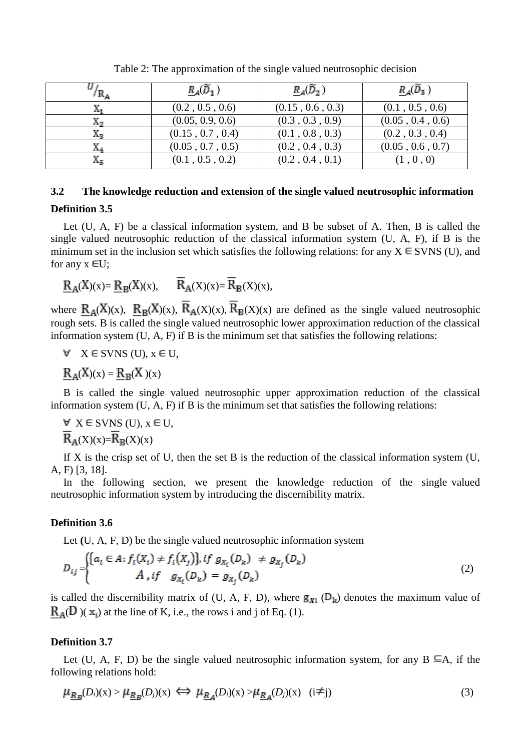Table 2: The approximation of the single valued neutrosophic decision

| $U/_{R_A}$ | $\underline{R}_A(\widetilde{D}_1)$ | $\underline{R}_A(\widetilde{D}_2)$ | $\underline{R}_A(\widetilde{D}_3)$ |
|---|---|---|---|
| $X_1$ | (0.2 , 0.5 , 0.6) | (0.15 , 0.6 , 0.3) | (0.1 , 0.5 , 0.6) |
| $X_2$ | (0.05, 0.9, 0.6) | (0.3 , 0.3 , 0.9) | (0.05 , 0.4 , 0.6) |
| $X_3$ | (0.15 , 0.7 , 0.4) | (0.1 , 0.8 , 0.3) | (0.2 , 0.3 , 0.4) |
| $X_4$ | (0.05 , 0.7 , 0.5) | (0.2 , 0.4 , 0.3) | (0.05 , 0.6 , 0.7) |
| $X_5$ | (0.1 , 0.5 , 0.2) | (0.2 , 0.4 , 0.1) | (1 , 0 , 0) |

### 3.2 The knowledge reduction and extension of the single valued neutrosophic information

**Definition 3.5**

Let (U, A, F) be a classical information system, and B be subset of A. Then, B is called the single valued neutrosophic reduction of the classical information system (U, A, F), if B is the minimum set in the inclusion set which satisfies the following relations: for any X ∈ SVNS (U), and for any x ∈U;

$$\underline{R}_A(X)(x) = \underline{R}_B(X)(x), \qquad \overline{R}_A(X)(x) = \overline{R}_B(X)(x),$$

where $\underline{R}_A(X)(x)$, $\underline{R}_B(X)(x)$, $\overline{R}_A(X)(x)$, $\overline{R}_B(X)(x)$ are defined as the single valued neutrosophic rough sets. B is called the single valued neutrosophic lower approximation reduction of the classical information system (U, A, F) if B is the minimum set that satisfies the following relations:

∀ X ∈ SVNS (U), x ∈ U,

$$\underline{R}_A(X)(x) = \underline{R}_B(X)(x)$$

B is called the single valued neutrosophic upper approximation reduction of the classical information system (U, A, F) if B is the minimum set that satisfies the following relations:

∀ X ∈ SVNS (U), x ∈ U,

$$\overline{R}_A(X)(x) = \overline{R}_B(X)(x)$$

If X is the crisp set of U, then the set B is the reduction of the classical information system (U, A, F) [3, 18].

In the following section, we present the knowledge reduction of the single valued neutrosophic information system by introducing the discernibility matrix.

**Definition 3.6**

Let **(**U, A, F, D) be the single valued neutrosophic information system

$$D_{ij} = \begin{cases} \{a_l \in A: f_l(X_i) \neq f_l(X_j)\}, \text{if } g_{X_i}(D_k) \neq g_{X_j}(D_k) \\ \qquad A \text{ , if } \quad g_{X_i}(D_k) = g_{X_j}(D_k) \end{cases} \tag{2}$$

is called the discernibility matrix of (U, A, F, D), where $g_{X_i}(D_k)$ denotes the maximum value of $\underline{R}_A(D)(x_i)$ at the line of K, i.e., the rows i and j of Eq. (1).

**Definition 3.7**

Let (U, A, F, D) be the single valued neutrosophic information system, for any B ⊆A, if the following relations hold:

$$\mu_{\underline{R}_B}(D_i)(x) > \mu_{\underline{R}_B}(D_j)(x) \Leftrightarrow \mu_{\underline{R}_A}(D_i)(x) > \mu_{\underline{R}_A}(D_j)(x) \quad (i \neq j) \tag{3}$$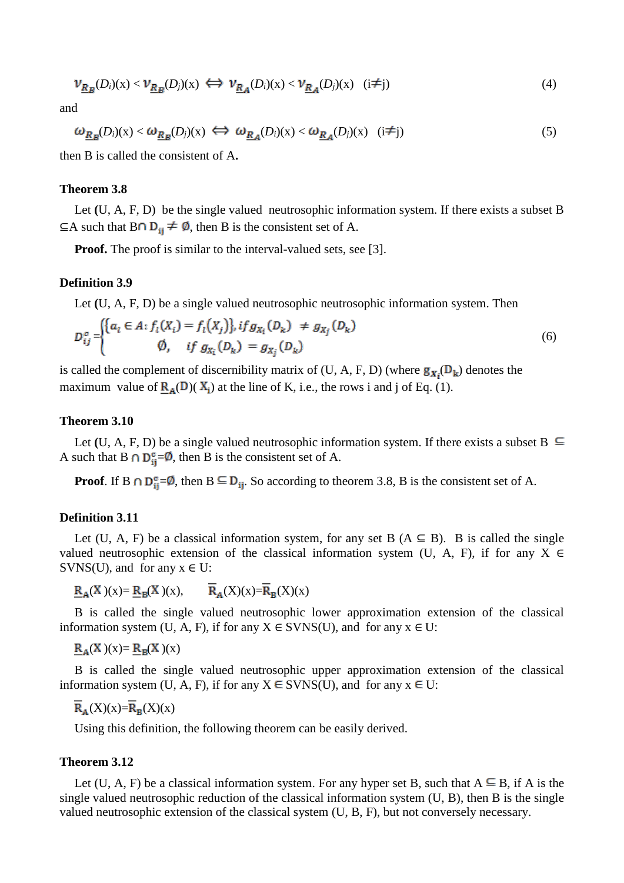$$\nu_{\underline{R}_B}(D_i)(x) < \nu_{\underline{R}_B}(D_j)(x) \iff \nu_{\underline{R}_A}(D_i)(x) < \nu_{\underline{R}_A}(D_j)(x) \quad (i \neq j) \tag{4}$$

and

$$\omega_{\underline{R}_B}(D_i)(x) < \omega_{\underline{R}_B}(D_j)(x) \iff \omega_{\underline{R}_A}(D_i)(x) < \omega_{\underline{R}_A}(D_j)(x) \quad (i \neq j) \tag{5}$$

then B is called the consistent of A**.**

**Theorem 3.8**

Let **(**U, A, F, D) be the single valued neutrosophic information system. If there exists a subset B $\subseteq$A such that B$\cap \mathrm{D}_{ij} \neq \emptyset$, then B is the consistent set of A.

**Proof.** The proof is similar to the interval-valued sets, see [3].

**Definition 3.9**

Let **(**U, A, F, D) be a single valued neutrosophic neutrosophic information system. Then

$$D_{ij}^{c} = \begin{cases} \{a_l \in A: f_l(X_i) = f_l(X_j)\}, \text{if } g_{X_i}(D_k) \neq g_{X_j}(D_k) \\ \emptyset, \quad \text{if } g_{X_i}(D_k) = g_{X_j}(D_k) \end{cases} \tag{6}$$

is called the complement of discernibility matrix of (U, A, F, D) (where $\mathrm{g}_{X_i}(\mathrm{D_k})$ denotes the maximum value of $\underline{\mathrm{R}}_{\mathrm{A}}(\mathrm{D})(\mathrm{X_i})$ at the line of K, i.e., the rows i and j of Eq. (1).

**Theorem 3.10**

Let **(**U, A, F, D) be a single valued neutrosophic information system. If there exists a subset B $\subseteq$ A such that B $\cap \mathrm{D}_{ij}^{c}$=$\emptyset$, then B is the consistent set of A.

**Proof**. If B $\cap \mathrm{D}_{ij}^{c}$=$\emptyset$, then B $\subseteq \mathrm{D}_{ij}$. So according to theorem 3.8, B is the consistent set of A.

**Definition 3.11**

Let (U, A, F) be a classical information system, for any set B (A $\subseteq$ B). B is called the single valued neutrosophic extension of the classical information system (U, A, F), if for any X $\in$ SVNS(U), and for any x $\in$ U:

$\underline{\mathrm{R}}_{\mathrm{A}}(\mathrm{X})(x)= \underline{\mathrm{R}}_{\mathrm{B}}(\mathrm{X})(x)$, $\quad \overline{\mathrm{R}}_{\mathrm{A}}(X)(x)=\overline{\mathrm{R}}_{\mathrm{B}}(X)(x)$

B is called the single valued neutrosophic lower approximation extension of the classical information system (U, A, F), if for any X $\in$ SVNS(U), and for any x $\in$ U:

$\underline{\mathrm{R}}_{\mathrm{A}}(\mathrm{X})(x)= \underline{\mathrm{R}}_{\mathrm{B}}(\mathrm{X})(x)$

B is called the single valued neutrosophic upper approximation extension of the classical information system (U, A, F), if for any X $\in$ SVNS(U), and for any x $\in$ U:

$\overline{\mathrm{R}}_{\mathrm{A}}(X)(x)=\overline{\mathrm{R}}_{\mathrm{B}}(X)(x)$

Using this definition, the following theorem can be easily derived.

**Theorem 3.12**

Let (U, A, F) be a classical information system. For any hyper set B, such that A $\subseteq$ B, if A is the single valued neutrosophic reduction of the classical information system (U, B), then B is the single valued neutrosophic extension of the classical system (U, B, F), but not conversely necessary.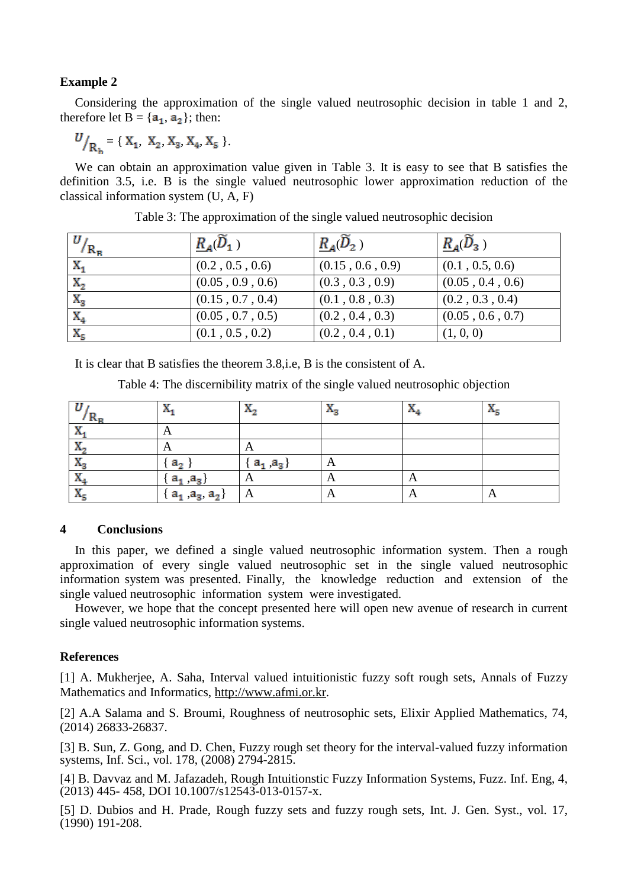**Example 2**

Considering the approximation of the single valued neutrosophic decision in table 1 and 2, therefore let B = {$a_1$, $a_2$}; then:

$U/_{R_B}$ = { $X_1$, $X_2$, $X_3$, $X_4$, $X_5$ }.

We can obtain an approximation value given in Table 3. It is easy to see that B satisfies the definition 3.5, i.e. B is the single valued neutrosophic lower approximation reduction of the classical information system (U, A, F)

Table 3: The approximation of the single valued neutrosophic decision

| $U/_{R_B}$ | $\underline{R_A}(\widetilde{D}_1)$ | $\underline{R_A}(\widetilde{D}_2)$ | $\underline{R_A}(\widetilde{D}_3)$ |
|---|---|---|---|
| $X_1$ | (0.2 , 0.5 , 0.6) | (0.15 , 0.6 , 0.9) | (0.1 , 0.5, 0.6) |
| $X_2$ | (0.05 , 0.9 , 0.6) | (0.3 , 0.3 , 0.9) | (0.05 , 0.4 , 0.6) |
| $X_3$ | (0.15 , 0.7 , 0.4) | (0.1 , 0.8 , 0.3) | (0.2 , 0.3 , 0.4) |
| $X_4$ | (0.05 , 0.7 , 0.5) | (0.2 , 0.4 , 0.3) | (0.05 , 0.6 , 0.7) |
| $X_5$ | (0.1 , 0.5 , 0.2) | (0.2 , 0.4 , 0.1) | (1, 0, 0) |

It is clear that B satisfies the theorem 3.8,i.e, B is the consistent of A.

Table 4: The discernibility matrix of the single valued neutrosophic objection

| $U/_{R_B}$ | $X_1$ | $X_2$ | $X_3$ | $X_4$ | $X_5$ |
|---|---|---|---|---|---|
| $X_1$ | A | | | | |
| $X_2$ | A | A | | | |
| $X_3$ | { $a_2$ } | { $a_1$ ,$a_3$} | A | | |
| $X_4$ | { $a_1$ ,$a_3$} | A | A | A | |
| $X_5$ | { $a_1$ ,$a_3$, $a_2$} | A | A | A | A |

## 4 Conclusions

In this paper, we defined a single valued neutrosophic information system. Then a rough approximation of every single valued neutrosophic set in the single valued neutrosophic information system was presented. Finally, the knowledge reduction and extension of the single valued neutrosophic information system were investigated.

However, we hope that the concept presented here will open new avenue of research in current single valued neutrosophic information systems.

**References**

[1] A. Mukherjee, A. Saha, Interval valued intuitionistic fuzzy soft rough sets, Annals of Fuzzy Mathematics and Informatics, http://www.afmi.or.kr.

[2] A.A Salama and S. Broumi, Roughness of neutrosophic sets, Elixir Applied Mathematics, 74, (2014) 26833-26837.

[3] B. Sun, Z. Gong, and D. Chen, Fuzzy rough set theory for the interval-valued fuzzy information systems, Inf. Sci., vol. 178, (2008) 2794-2815.

[4] B. Davvaz and M. Jafazadeh, Rough Intuitionstic Fuzzy Information Systems, Fuzz. Inf. Eng, 4, (2013) 445- 458, DOI 10.1007/s12543-013-0157-x.

[5] D. Dubios and H. Prade, Rough fuzzy sets and fuzzy rough sets, Int. J. Gen. Syst., vol. 17, (1990) 191-208.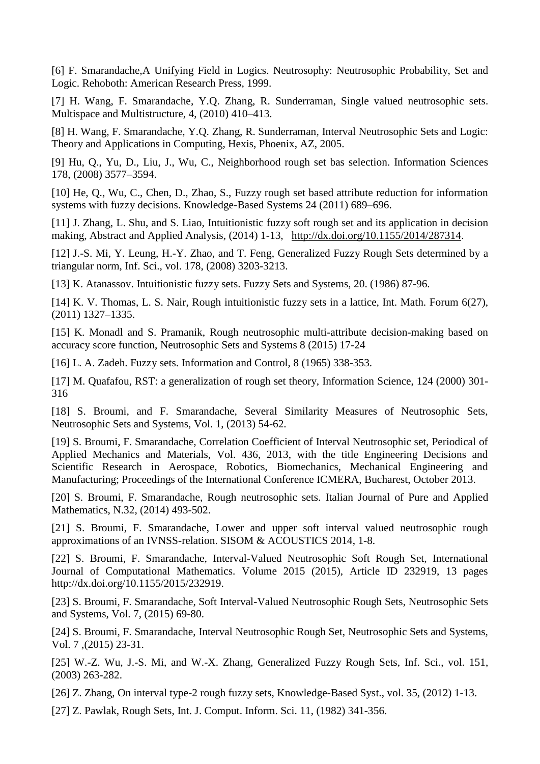[6] F. Smarandache,A Unifying Field in Logics. Neutrosophy: Neutrosophic Probability, Set and Logic. Rehoboth: American Research Press, 1999.

[7] H. Wang, F. Smarandache, Y.Q. Zhang, R. Sunderraman, Single valued neutrosophic sets. Multispace and Multistructure, 4, (2010) 410–413.

[8] H. Wang, F. Smarandache, Y.Q. Zhang, R. Sunderraman, Interval Neutrosophic Sets and Logic: Theory and Applications in Computing, Hexis, Phoenix, AZ, 2005.

[9] Hu, Q., Yu, D., Liu, J., Wu, C., Neighborhood rough set bas selection. Information Sciences 178, (2008) 3577–3594.

[10] He, Q., Wu, C., Chen, D., Zhao, S., Fuzzy rough set based attribute reduction for information systems with fuzzy decisions. Knowledge-Based Systems 24 (2011) 689–696.

[11] J. Zhang, L. Shu, and S. Liao, Intuitionistic fuzzy soft rough set and its application in decision making, Abstract and Applied Analysis, (2014) 1-13, http://dx.doi.org/10.1155/2014/287314.

[12] J.-S. Mi, Y. Leung, H.-Y. Zhao, and T. Feng, Generalized Fuzzy Rough Sets determined by a triangular norm, Inf. Sci., vol. 178, (2008) 3203-3213.

[13] K. Atanassov. Intuitionistic fuzzy sets. Fuzzy Sets and Systems, 20. (1986) 87-96.

[14] K. V. Thomas, L. S. Nair, Rough intuitionistic fuzzy sets in a lattice, Int. Math. Forum 6(27), (2011) 1327–1335.

[15] K. Monadl and S. Pramanik, Rough neutrosophic multi-attribute decision-making based on accuracy score function, Neutrosophic Sets and Systems 8 (2015) 17-24

[16] L. A. Zadeh. Fuzzy sets. Information and Control, 8 (1965) 338-353.

[17] M. Quafafou, RST: a generalization of rough set theory, Information Science, 124 (2000) 301-316

[18] S. Broumi, and F. Smarandache, Several Similarity Measures of Neutrosophic Sets, Neutrosophic Sets and Systems, Vol. 1, (2013) 54-62.

[19] S. Broumi, F. Smarandache, Correlation Coefficient of Interval Neutrosophic set, Periodical of Applied Mechanics and Materials, Vol. 436, 2013, with the title Engineering Decisions and Scientific Research in Aerospace, Robotics, Biomechanics, Mechanical Engineering and Manufacturing; Proceedings of the International Conference ICMERA, Bucharest, October 2013.

[20] S. Broumi, F. Smarandache, Rough neutrosophic sets. Italian Journal of Pure and Applied Mathematics, N.32, (2014) 493-502.

[21] S. Broumi, F. Smarandache, Lower and upper soft interval valued neutrosophic rough approximations of an IVNSS-relation. SISOM & ACOUSTICS 2014, 1-8.

[22] S. Broumi, F. Smarandache, Interval-Valued Neutrosophic Soft Rough Set, International Journal of Computational Mathematics. Volume 2015 (2015), Article ID 232919, 13 pages http://dx.doi.org/10.1155/2015/232919.

[23] S. Broumi, F. Smarandache, Soft Interval-Valued Neutrosophic Rough Sets, Neutrosophic Sets and Systems, Vol. 7, (2015) 69-80.

[24] S. Broumi, F. Smarandache, Interval Neutrosophic Rough Set, Neutrosophic Sets and Systems, Vol. 7 ,(2015) 23-31.

[25] W.-Z. Wu, J.-S. Mi, and W.-X. Zhang, Generalized Fuzzy Rough Sets, Inf. Sci., vol. 151, (2003) 263-282.

[26] Z. Zhang, On interval type-2 rough fuzzy sets, Knowledge-Based Syst., vol. 35, (2012) 1-13.

[27] Z. Pawlak, Rough Sets, Int. J. Comput. Inform. Sci. 11, (1982) 341-356.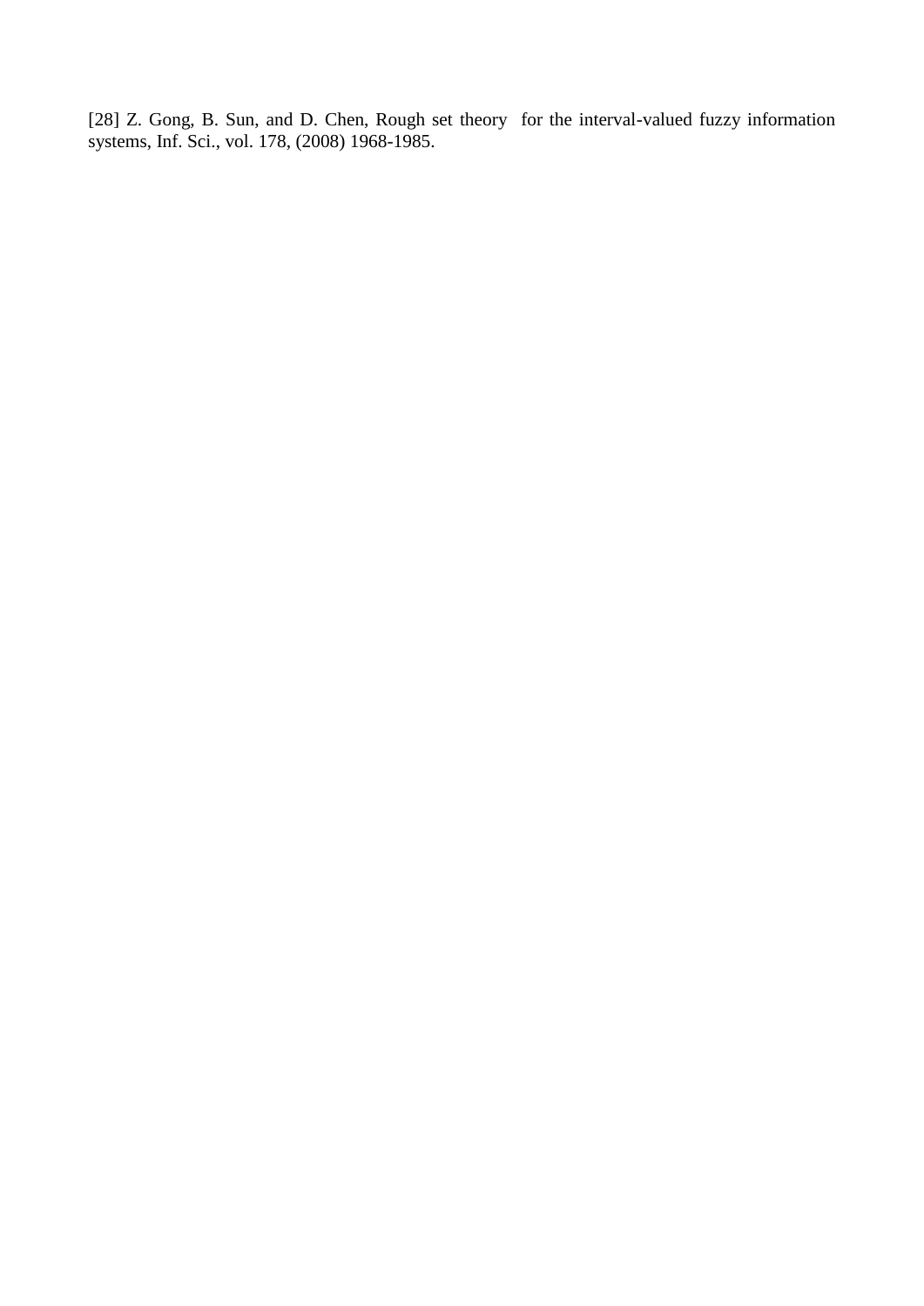[28] Z. Gong, B. Sun, and D. Chen, Rough set theory for the interval-valued fuzzy information systems, Inf. Sci., vol. 178, (2008) 1968-1985.